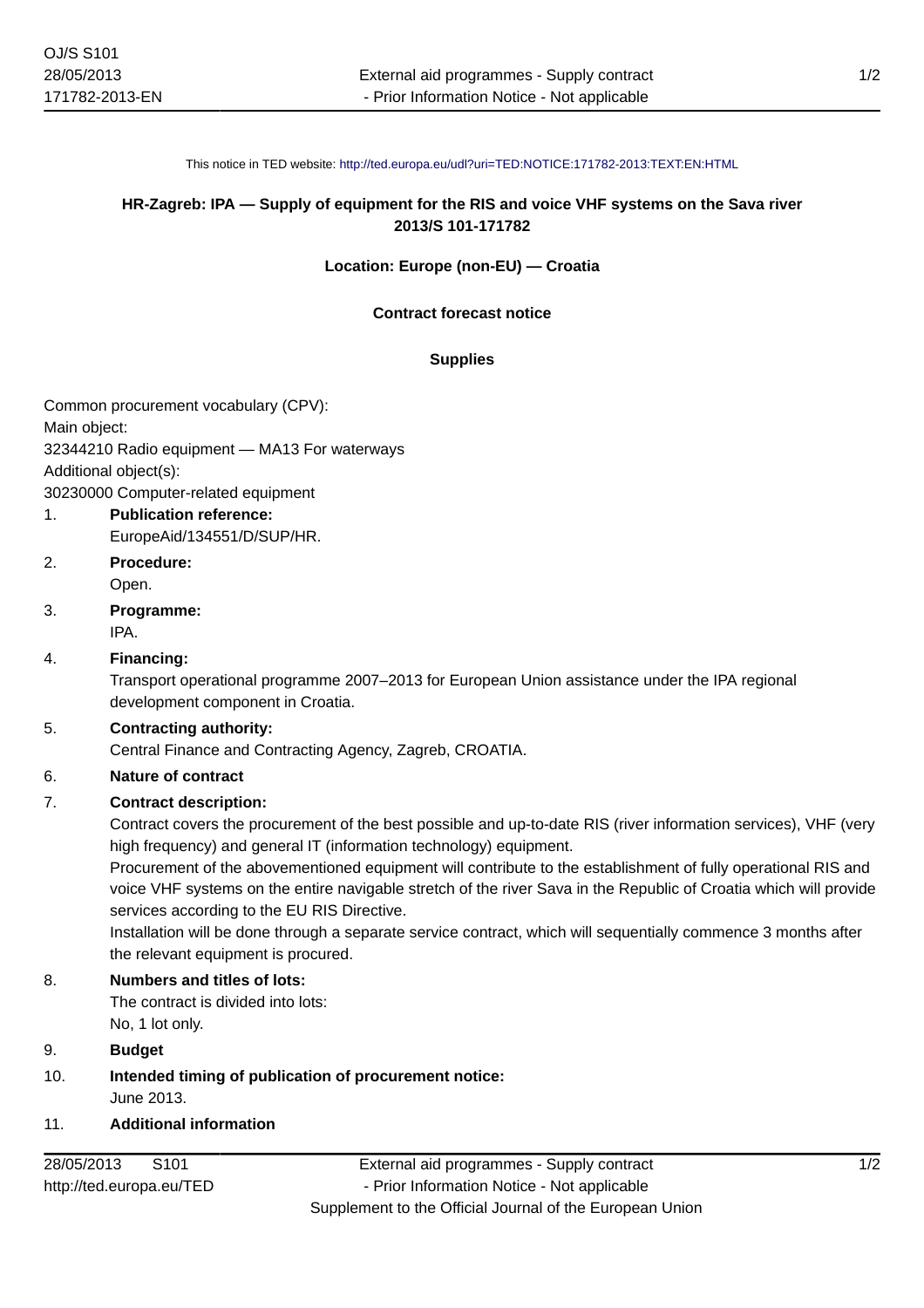This notice in TED website: http://ted.europa.eu/udl?uri=TED:NOTICE:171782-2013:TEXT:EN:HTML

# HR-Zagreb: IPA — Supply of equipment for the RIS and voice VHF systems on the Sava river

**2013/S 101-171782**

**Location: Europe (non-EU) — Croatia**

**Contract forecast notice**

**Supplies**

Common procurement vocabulary (CPV):

Main object:

32344210 Radio equipment — MA13 For waterways

Additional object(s):

30230000 Computer-related equipment

1. **Publication reference:**
   EuropeAid/134551/D/SUP/HR.
2. **Procedure:**
   Open.
3. **Programme:**
   IPA.
4. **Financing:**
   Transport operational programme 2007–2013 for European Union assistance under the IPA regional development component in Croatia.
5. **Contracting authority:**
   Central Finance and Contracting Agency, Zagreb, CROATIA.
6. **Nature of contract**
7. **Contract description:**
   Contract covers the procurement of the best possible and up-to-date RIS (river information services), VHF (very high frequency) and general IT (information technology) equipment.
   Procurement of the abovementioned equipment will contribute to the establishment of fully operational RIS and voice VHF systems on the entire navigable stretch of the river Sava in the Republic of Croatia which will provide services according to the EU RIS Directive.
   Installation will be done through a separate service contract, which will sequentially commence 3 months after the relevant equipment is procured.
8. **Numbers and titles of lots:**
   The contract is divided into lots:
   No, 1 lot only.
9. **Budget**
10. **Intended timing of publication of procurement notice:**
    June 2013.
11. **Additional information**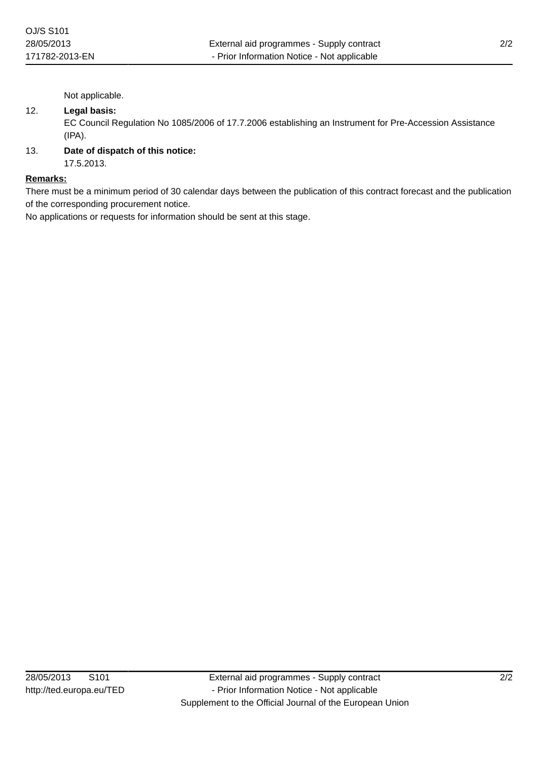Not applicable.

12. **Legal basis:**

    EC Council Regulation No 1085/2006 of 17.7.2006 establishing an Instrument for Pre-Accession Assistance (IPA).

13. **Date of dispatch of this notice:**

    17.5.2013.

**Remarks:**

There must be a minimum period of 30 calendar days between the publication of this contract forecast and the publication of the corresponding procurement notice.

No applications or requests for information should be sent at this stage.